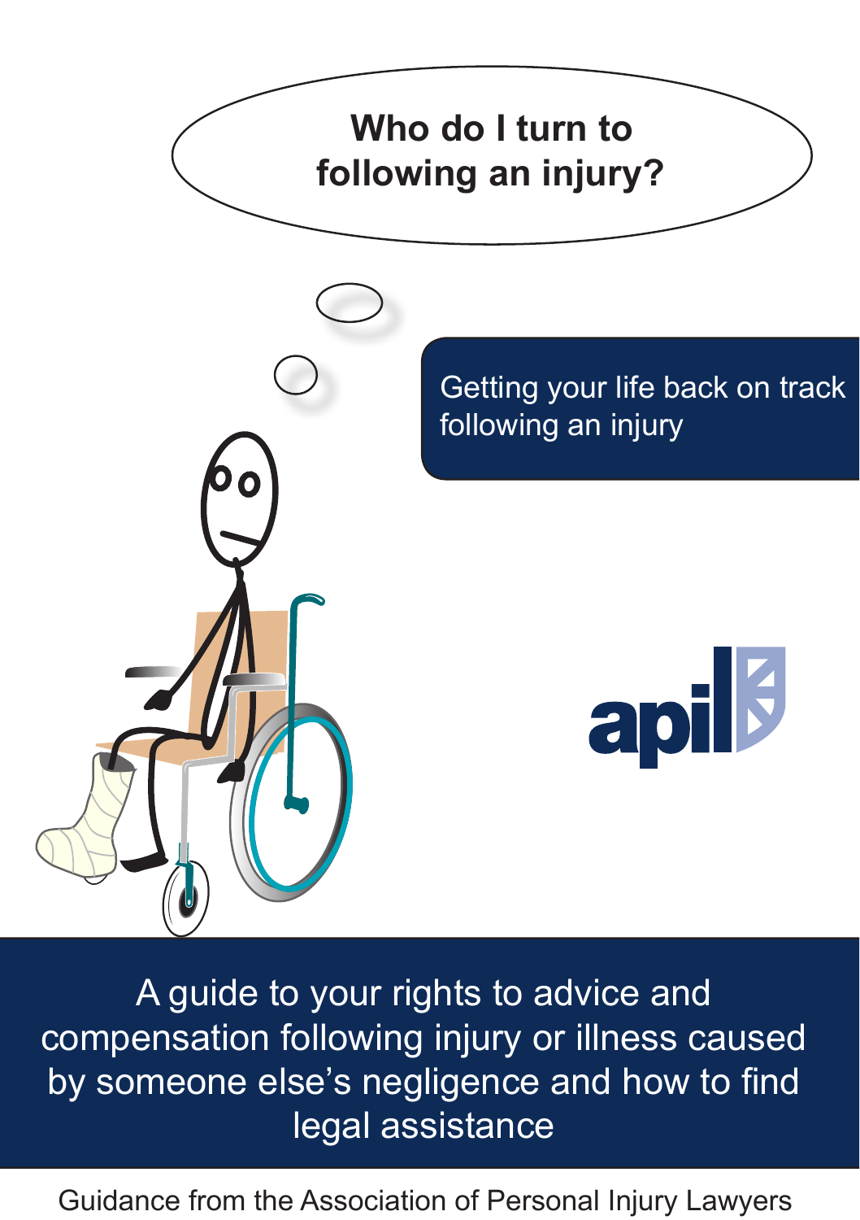# Who do I turn to following an injury?

## Getting your life back on track following an injury

apil

A guide to your rights to advice and compensation following injury or illness caused by someone else's negligence and how to find legal assistance

Guidance from the Association of Personal Injury Lawyers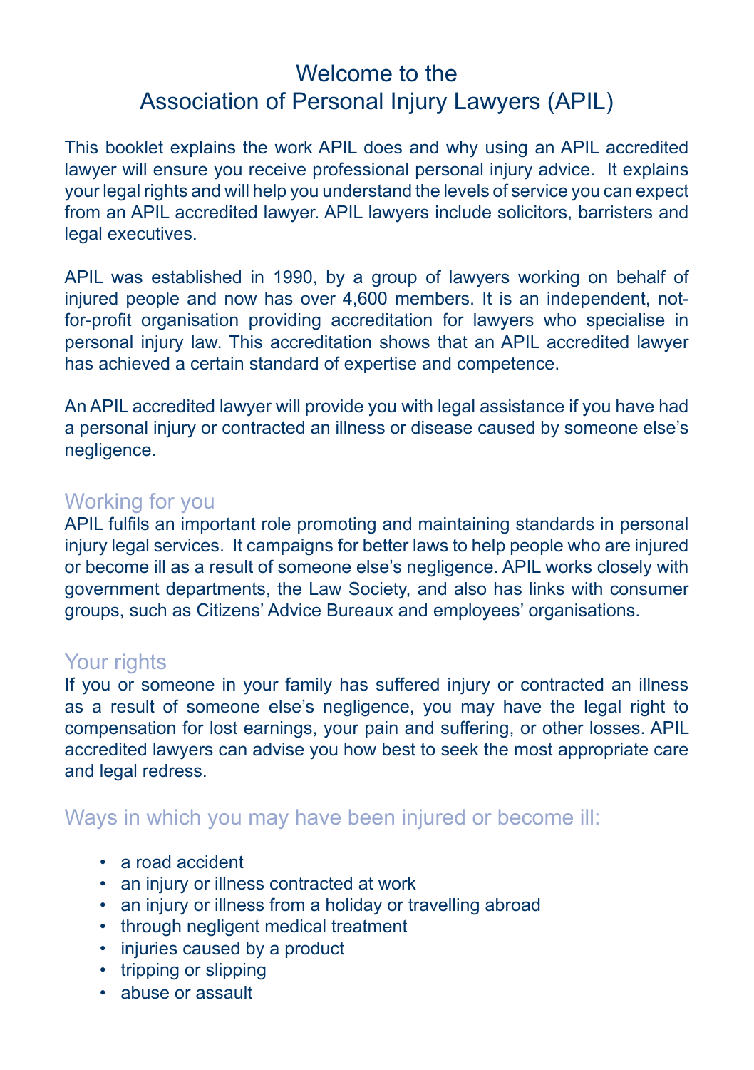# Welcome to the Association of Personal Injury Lawyers (APIL)

This booklet explains the work APIL does and why using an APIL accredited lawyer will ensure you receive professional personal injury advice. It explains your legal rights and will help you understand the levels of service you can expect from an APIL accredited lawyer. APIL lawyers include solicitors, barristers and legal executives.

APIL was established in 1990, by a group of lawyers working on behalf of injured people and now has over 4,600 members. It is an independent, not-for-profit organisation providing accreditation for lawyers who specialise in personal injury law. This accreditation shows that an APIL accredited lawyer has achieved a certain standard of expertise and competence.

An APIL accredited lawyer will provide you with legal assistance if you have had a personal injury or contracted an illness or disease caused by someone else's negligence.

## Working for you

APIL fulfils an important role promoting and maintaining standards in personal injury legal services. It campaigns for better laws to help people who are injured or become ill as a result of someone else's negligence. APIL works closely with government departments, the Law Society, and also has links with consumer groups, such as Citizens' Advice Bureaux and employees' organisations.

## Your rights

If you or someone in your family has suffered injury or contracted an illness as a result of someone else's negligence, you may have the legal right to compensation for lost earnings, your pain and suffering, or other losses. APIL accredited lawyers can advise you how best to seek the most appropriate care and legal redress.

## Ways in which you may have been injured or become ill:

- a road accident
- an injury or illness contracted at work
- an injury or illness from a holiday or travelling abroad
- through negligent medical treatment
- injuries caused by a product
- tripping or slipping
- abuse or assault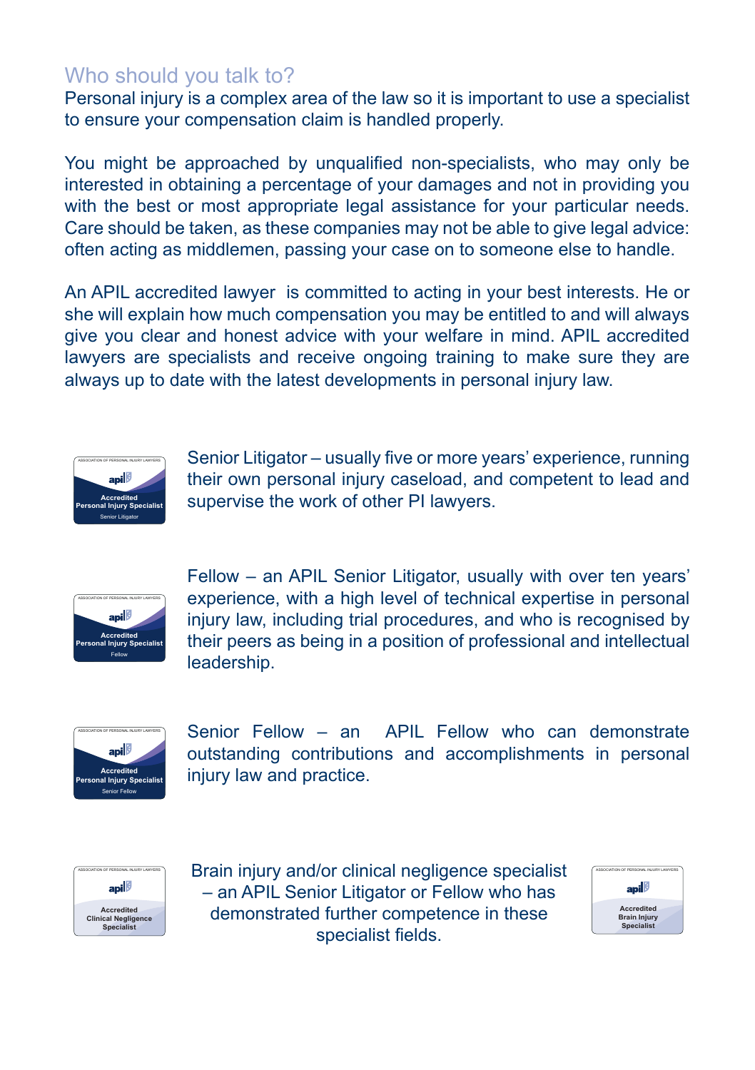## Who should you talk to?

Personal injury is a complex area of the law so it is important to use a specialist to ensure your compensation claim is handled properly.

You might be approached by unqualified non-specialists, who may only be interested in obtaining a percentage of your damages and not in providing you with the best or most appropriate legal assistance for your particular needs. Care should be taken, as these companies may not be able to give legal advice: often acting as middlemen, passing your case on to someone else to handle.

An APIL accredited lawyer is committed to acting in your best interests. He or she will explain how much compensation you may be entitled to and will always give you clear and honest advice with your welfare in mind. APIL accredited lawyers are specialists and receive ongoing training to make sure they are always up to date with the latest developments in personal injury law.

Senior Litigator – usually five or more years' experience, running their own personal injury caseload, and competent to lead and supervise the work of other PI lawyers.

Fellow – an APIL Senior Litigator, usually with over ten years' experience, with a high level of technical expertise in personal injury law, including trial procedures, and who is recognised by their peers as being in a position of professional and intellectual leadership.

Senior Fellow – an APIL Fellow who can demonstrate outstanding contributions and accomplishments in personal injury law and practice.

Brain injury and/or clinical negligence specialist – an APIL Senior Litigator or Fellow who has demonstrated further competence in these specialist fields.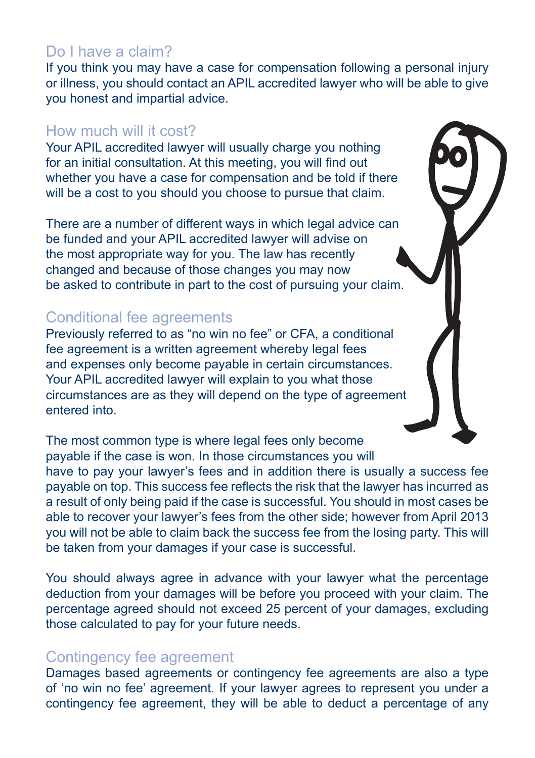## Do I have a claim?

If you think you may have a case for compensation following a personal injury or illness, you should contact an APIL accredited lawyer who will be able to give you honest and impartial advice.

## How much will it cost?

Your APIL accredited lawyer will usually charge you nothing for an initial consultation. At this meeting, you will find out whether you have a case for compensation and be told if there will be a cost to you should you choose to pursue that claim.

There are a number of different ways in which legal advice can be funded and your APIL accredited lawyer will advise on the most appropriate way for you. The law has recently changed and because of those changes you may now be asked to contribute in part to the cost of pursuing your claim.

## Conditional fee agreements

Previously referred to as "no win no fee" or CFA, a conditional fee agreement is a written agreement whereby legal fees and expenses only become payable in certain circumstances. Your APIL accredited lawyer will explain to you what those circumstances are as they will depend on the type of agreement entered into.

The most common type is where legal fees only become payable if the case is won. In those circumstances you will have to pay your lawyer's fees and in addition there is usually a success fee payable on top. This success fee reflects the risk that the lawyer has incurred as a result of only being paid if the case is successful. You should in most cases be able to recover your lawyer's fees from the other side; however from April 2013 you will not be able to claim back the success fee from the losing party. This will be taken from your damages if your case is successful.

You should always agree in advance with your lawyer what the percentage deduction from your damages will be before you proceed with your claim. The percentage agreed should not exceed 25 percent of your damages, excluding those calculated to pay for your future needs.

## Contingency fee agreement

Damages based agreements or contingency fee agreements are also a type of 'no win no fee' agreement. If your lawyer agrees to represent you under a contingency fee agreement, they will be able to deduct a percentage of any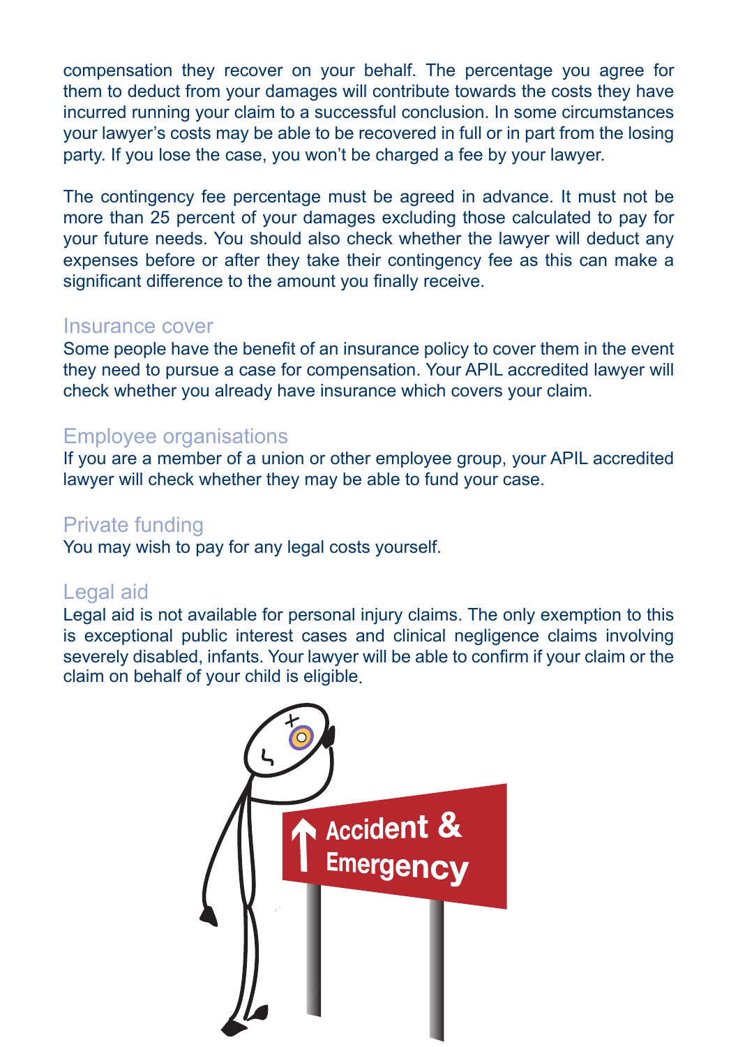compensation they recover on your behalf. The percentage you agree for them to deduct from your damages will contribute towards the costs they have incurred running your claim to a successful conclusion. In some circumstances your lawyer's costs may be able to be recovered in full or in part from the losing party. If you lose the case, you won't be charged a fee by your lawyer.

The contingency fee percentage must be agreed in advance. It must not be more than 25 percent of your damages excluding those calculated to pay for your future needs. You should also check whether the lawyer will deduct any expenses before or after they take their contingency fee as this can make a significant difference to the amount you finally receive.

## Insurance cover

Some people have the benefit of an insurance policy to cover them in the event they need to pursue a case for compensation. Your APIL accredited lawyer will check whether you already have insurance which covers your claim.

## Employee organisations

If you are a member of a union or other employee group, your APIL accredited lawyer will check whether they may be able to fund your case.

## Private funding

You may wish to pay for any legal costs yourself.

## Legal aid

Legal aid is not available for personal injury claims. The only exemption to this is exceptional public interest cases and clinical negligence claims involving severely disabled, infants. Your lawyer will be able to confirm if your claim or the claim on behalf of your child is eligible.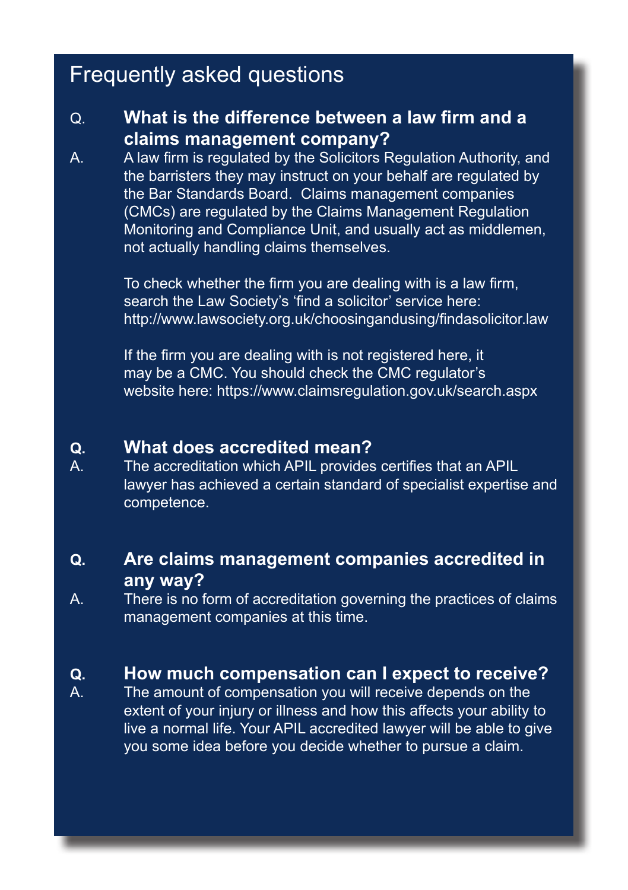# Frequently asked questions

**Q. What is the difference between a law firm and a claims management company?**

A. A law firm is regulated by the Solicitors Regulation Authority, and the barristers they may instruct on your behalf are regulated by the Bar Standards Board. Claims management companies (CMCs) are regulated by the Claims Management Regulation Monitoring and Compliance Unit, and usually act as middlemen, not actually handling claims themselves.

To check whether the firm you are dealing with is a law firm, search the Law Society's 'find a solicitor' service here: http://www.lawsociety.org.uk/choosingandusing/findasolicitor.law

If the firm you are dealing with is not registered here, it may be a CMC. You should check the CMC regulator's website here: https://www.claimsregulation.gov.uk/search.aspx

**Q. What does accredited mean?**

A. The accreditation which APIL provides certifies that an APIL lawyer has achieved a certain standard of specialist expertise and competence.

**Q. Are claims management companies accredited in any way?**

A. There is no form of accreditation governing the practices of claims management companies at this time.

**Q. How much compensation can I expect to receive?**

A. The amount of compensation you will receive depends on the extent of your injury or illness and how this affects your ability to live a normal life. Your APIL accredited lawyer will be able to give you some idea before you decide whether to pursue a claim.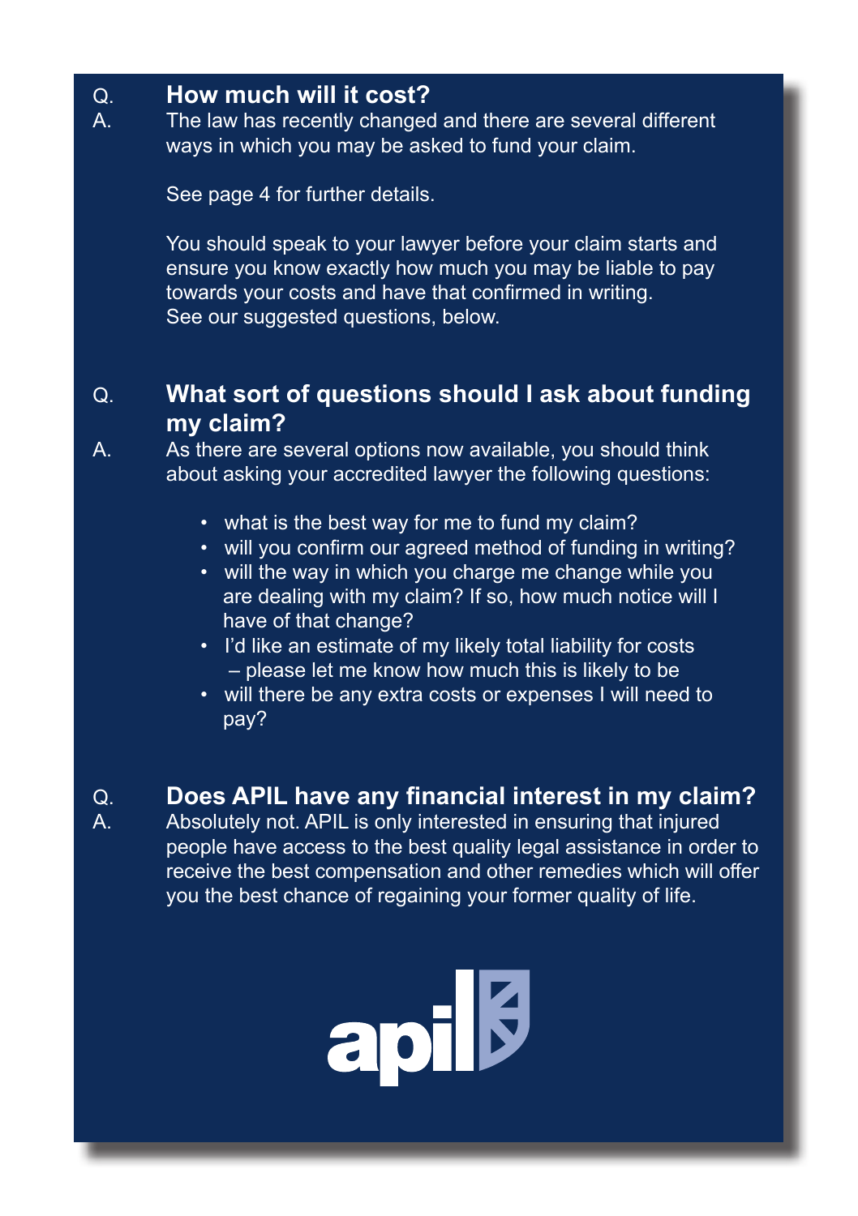### Q. How much will it cost?

A. The law has recently changed and there are several different ways in which you may be asked to fund your claim.

See page 4 for further details.

You should speak to your lawyer before your claim starts and ensure you know exactly how much you may be liable to pay towards your costs and have that confirmed in writing.
See our suggested questions, below.

### Q. What sort of questions should I ask about funding my claim?

A. As there are several options now available, you should think about asking your accredited lawyer the following questions:

- what is the best way for me to fund my claim?
- will you confirm our agreed method of funding in writing?
- will the way in which you charge me change while you are dealing with my claim? If so, how much notice will I have of that change?
- I'd like an estimate of my likely total liability for costs – please let me know how much this is likely to be
- will there be any extra costs or expenses I will need to pay?

### Q. Does APIL have any financial interest in my claim?

A. Absolutely not. APIL is only interested in ensuring that injured people have access to the best quality legal assistance in order to receive the best compensation and other remedies which will offer you the best chance of regaining your former quality of life.

apil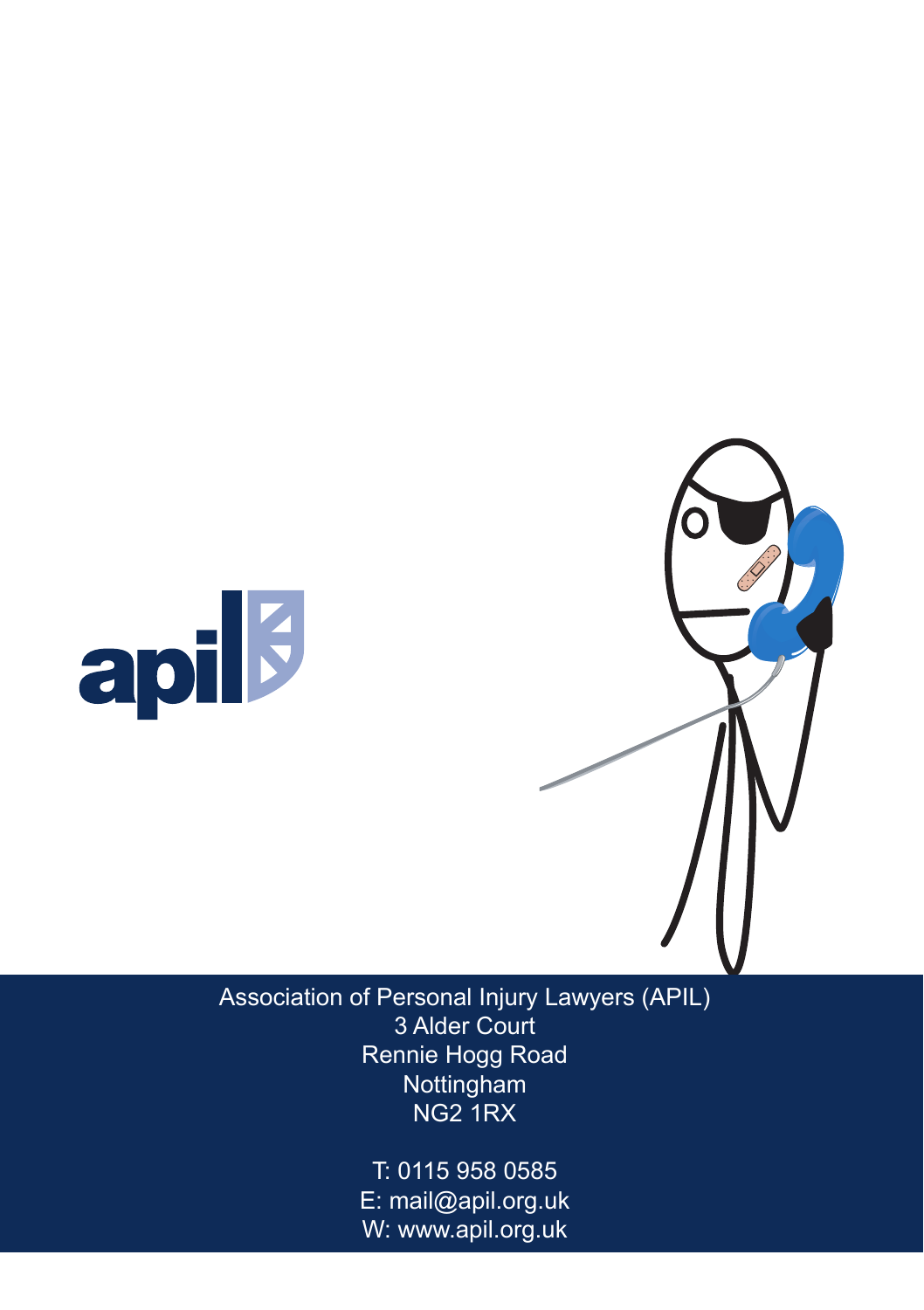Association of Personal Injury Lawyers (APIL)
3 Alder Court
Rennie Hogg Road
Nottingham
NG2 1RX

T: 0115 958 0585
E: mail@apil.org.uk
W: www.apil.org.uk